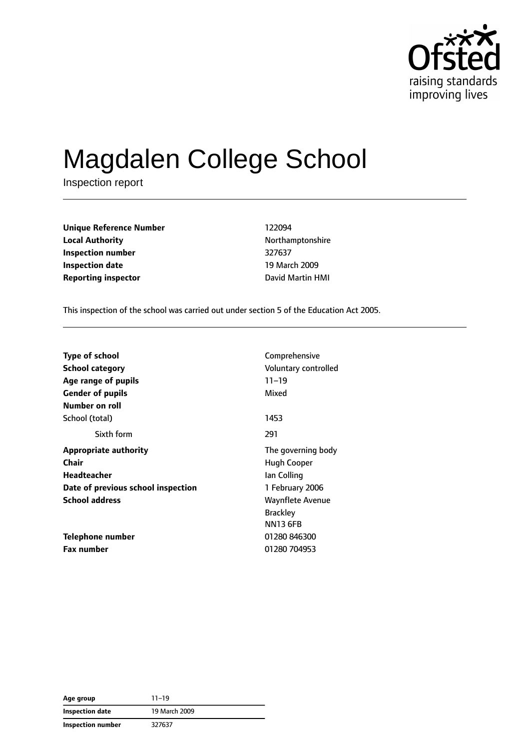# Magdalen College School

Inspection report

| | |
|---|---|
| **Unique Reference Number** | 122094 |
| **Local Authority** | Northamptonshire |
| **Inspection number** | 327637 |
| **Inspection date** | 19 March 2009 |
| **Reporting inspector** | David Martin HMI |

This inspection of the school was carried out under section 5 of the Education Act 2005.

| | |
|---|---|
| **Type of school** | Comprehensive |
| **School category** | Voluntary controlled |
| **Age range of pupils** | 11–19 |
| **Gender of pupils** | Mixed |
| **Number on roll** | |
| School (total) | 1453 |
| Sixth form | 291 |
| **Appropriate authority** | The governing body |
| **Chair** | Hugh Cooper |
| **Headteacher** | Ian Colling |
| **Date of previous school inspection** | 1 February 2006 |
| **School address** | Waynflete Avenue<br>Brackley<br>NN13 6FB |
| **Telephone number** | 01280 846300 |
| **Fax number** | 01280 704953 |

| | |
|---|---|
| **Age group** | 11–19 |
| **Inspection date** | 19 March 2009 |
| **Inspection number** | 327637 |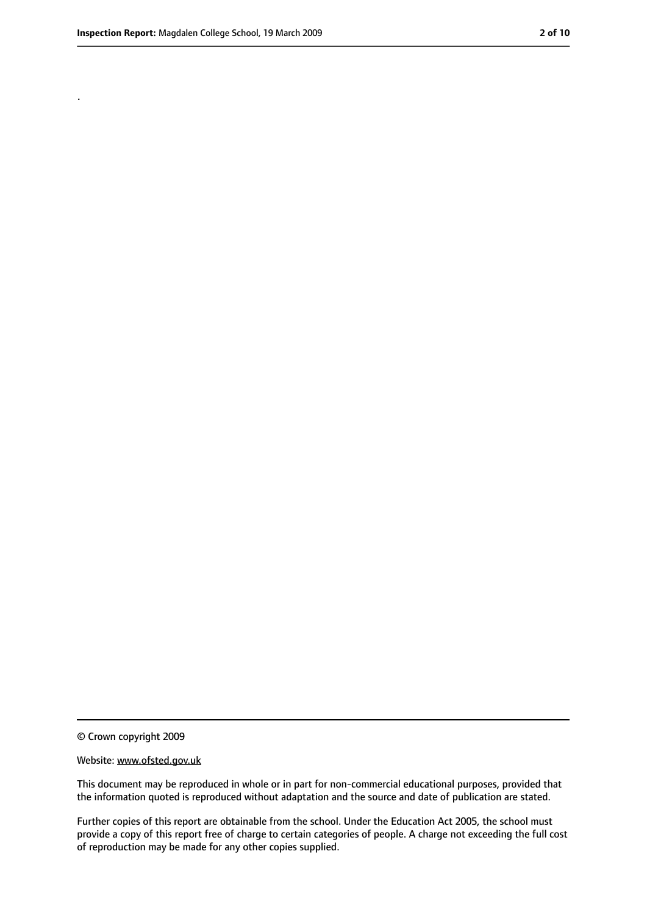.

© Crown copyright 2009

Website: www.ofsted.gov.uk

This document may be reproduced in whole or in part for non-commercial educational purposes, provided that the information quoted is reproduced without adaptation and the source and date of publication are stated.

Further copies of this report are obtainable from the school. Under the Education Act 2005, the school must provide a copy of this report free of charge to certain categories of people. A charge not exceeding the full cost of reproduction may be made for any other copies supplied.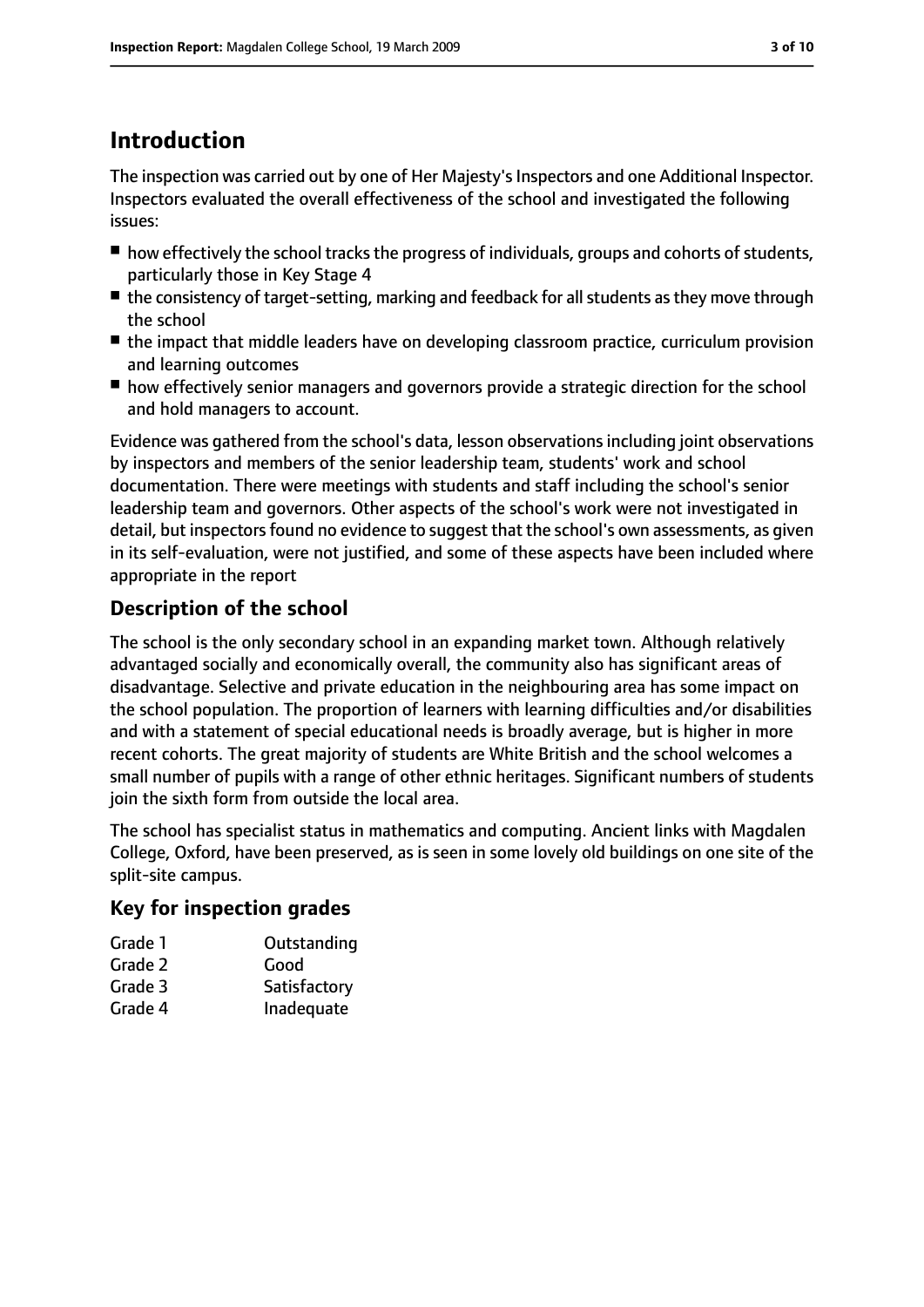# Introduction

The inspection was carried out by one of Her Majesty's Inspectors and one Additional Inspector. Inspectors evaluated the overall effectiveness of the school and investigated the following issues:

- how effectively the school tracks the progress of individuals, groups and cohorts of students, particularly those in Key Stage 4
- the consistency of target-setting, marking and feedback for all students as they move through the school
- the impact that middle leaders have on developing classroom practice, curriculum provision and learning outcomes
- how effectively senior managers and governors provide a strategic direction for the school and hold managers to account.

Evidence was gathered from the school's data, lesson observations including joint observations by inspectors and members of the senior leadership team, students' work and school documentation. There were meetings with students and staff including the school's senior leadership team and governors. Other aspects of the school's work were not investigated in detail, but inspectors found no evidence to suggest that the school's own assessments, as given in its self-evaluation, were not justified, and some of these aspects have been included where appropriate in the report

## Description of the school

The school is the only secondary school in an expanding market town. Although relatively advantaged socially and economically overall, the community also has significant areas of disadvantage. Selective and private education in the neighbouring area has some impact on the school population. The proportion of learners with learning difficulties and/or disabilities and with a statement of special educational needs is broadly average, but is higher in more recent cohorts. The great majority of students are White British and the school welcomes a small number of pupils with a range of other ethnic heritages. Significant numbers of students join the sixth form from outside the local area.

The school has specialist status in mathematics and computing. Ancient links with Magdalen College, Oxford, have been preserved, as is seen in some lovely old buildings on one site of the split-site campus.

## Key for inspection grades

| | |
|---|---|
| Grade 1 | Outstanding |
| Grade 2 | Good |
| Grade 3 | Satisfactory |
| Grade 4 | Inadequate |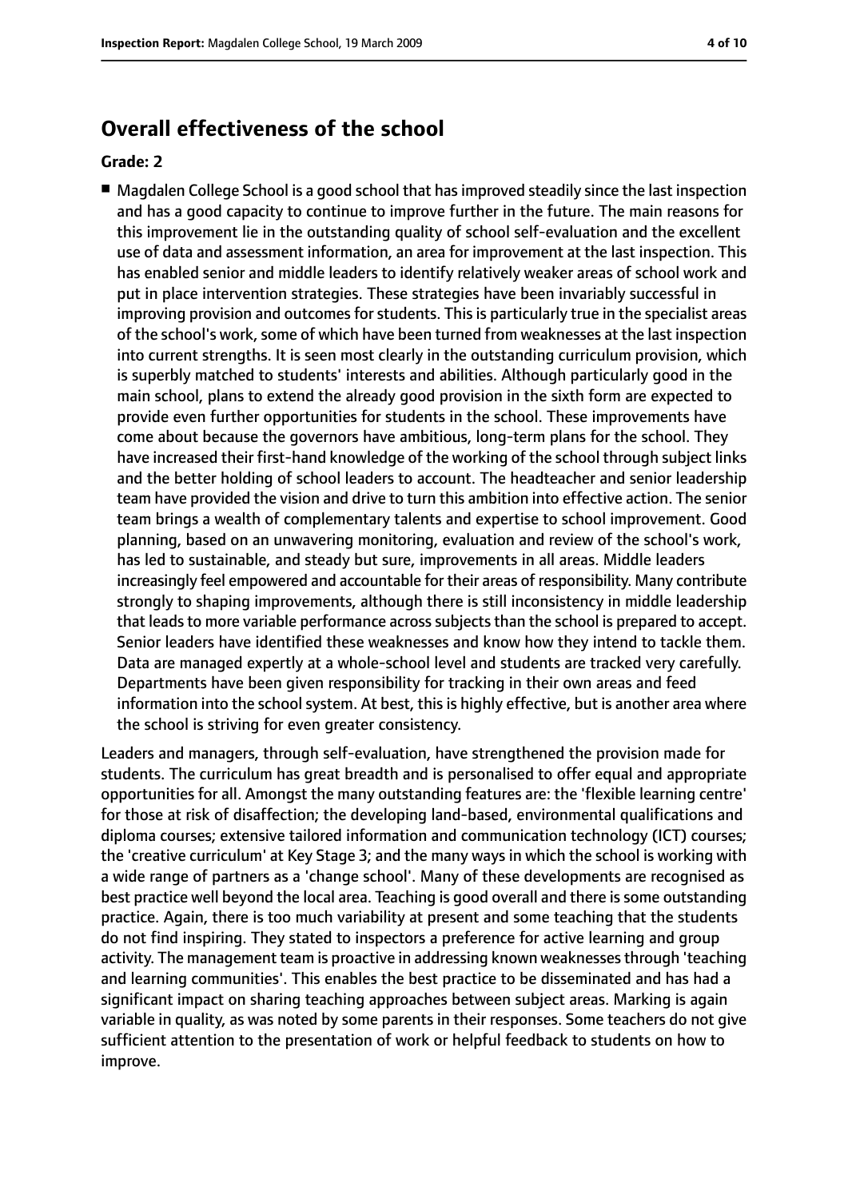# Overall effectiveness of the school

**Grade: 2**

- Magdalen College School is a good school that has improved steadily since the last inspection and has a good capacity to continue to improve further in the future. The main reasons for this improvement lie in the outstanding quality of school self-evaluation and the excellent use of data and assessment information, an area for improvement at the last inspection. This has enabled senior and middle leaders to identify relatively weaker areas of school work and put in place intervention strategies. These strategies have been invariably successful in improving provision and outcomes for students. This is particularly true in the specialist areas of the school's work, some of which have been turned from weaknesses at the last inspection into current strengths. It is seen most clearly in the outstanding curriculum provision, which is superbly matched to students' interests and abilities. Although particularly good in the main school, plans to extend the already good provision in the sixth form are expected to provide even further opportunities for students in the school. These improvements have come about because the governors have ambitious, long-term plans for the school. They have increased their first-hand knowledge of the working of the school through subject links and the better holding of school leaders to account. The headteacher and senior leadership team have provided the vision and drive to turn this ambition into effective action. The senior team brings a wealth of complementary talents and expertise to school improvement. Good planning, based on an unwavering monitoring, evaluation and review of the school's work, has led to sustainable, and steady but sure, improvements in all areas. Middle leaders increasingly feel empowered and accountable for their areas of responsibility. Many contribute strongly to shaping improvements, although there is still inconsistency in middle leadership that leads to more variable performance across subjects than the school is prepared to accept. Senior leaders have identified these weaknesses and know how they intend to tackle them. Data are managed expertly at a whole-school level and students are tracked very carefully. Departments have been given responsibility for tracking in their own areas and feed information into the school system. At best, this is highly effective, but is another area where the school is striving for even greater consistency.

Leaders and managers, through self-evaluation, have strengthened the provision made for students. The curriculum has great breadth and is personalised to offer equal and appropriate opportunities for all. Amongst the many outstanding features are: the 'flexible learning centre' for those at risk of disaffection; the developing land-based, environmental qualifications and diploma courses; extensive tailored information and communication technology (ICT) courses; the 'creative curriculum' at Key Stage 3; and the many ways in which the school is working with a wide range of partners as a 'change school'. Many of these developments are recognised as best practice well beyond the local area. Teaching is good overall and there is some outstanding practice. Again, there is too much variability at present and some teaching that the students do not find inspiring. They stated to inspectors a preference for active learning and group activity. The management team is proactive in addressing known weaknesses through 'teaching and learning communities'. This enables the best practice to be disseminated and has had a significant impact on sharing teaching approaches between subject areas. Marking is again variable in quality, as was noted by some parents in their responses. Some teachers do not give sufficient attention to the presentation of work or helpful feedback to students on how to improve.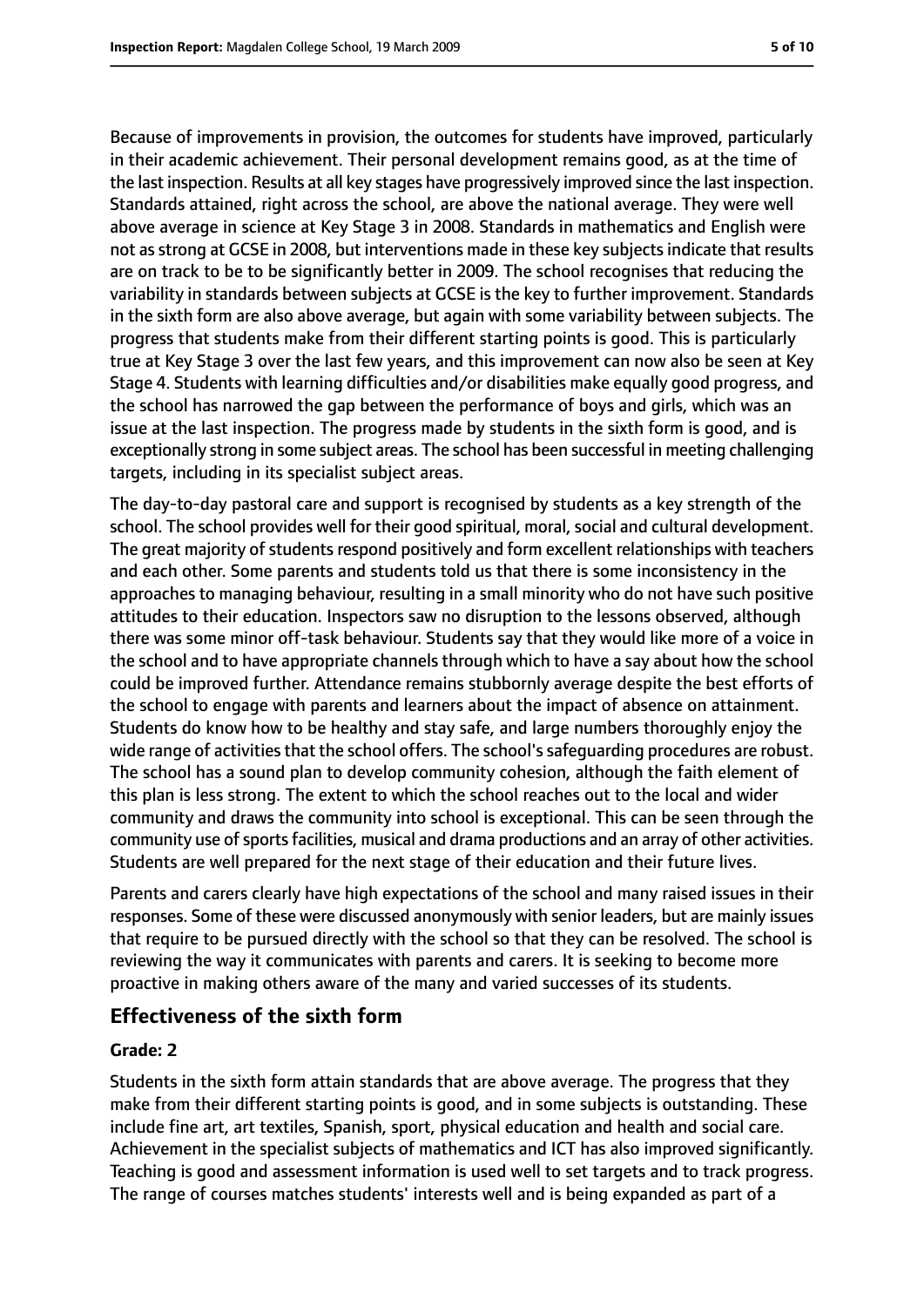Because of improvements in provision, the outcomes for students have improved, particularly in their academic achievement. Their personal development remains good, as at the time of the last inspection. Results at all key stages have progressively improved since the last inspection. Standards attained, right across the school, are above the national average. They were well above average in science at Key Stage 3 in 2008. Standards in mathematics and English were not as strong at GCSE in 2008, but interventions made in these key subjects indicate that results are on track to be to be significantly better in 2009. The school recognises that reducing the variability in standards between subjects at GCSE is the key to further improvement. Standards in the sixth form are also above average, but again with some variability between subjects. The progress that students make from their different starting points is good. This is particularly true at Key Stage 3 over the last few years, and this improvement can now also be seen at Key Stage 4. Students with learning difficulties and/or disabilities make equally good progress, and the school has narrowed the gap between the performance of boys and girls, which was an issue at the last inspection. The progress made by students in the sixth form is good, and is exceptionally strong in some subject areas. The school has been successful in meeting challenging targets, including in its specialist subject areas.

The day-to-day pastoral care and support is recognised by students as a key strength of the school. The school provides well for their good spiritual, moral, social and cultural development. The great majority of students respond positively and form excellent relationships with teachers and each other. Some parents and students told us that there is some inconsistency in the approaches to managing behaviour, resulting in a small minority who do not have such positive attitudes to their education. Inspectors saw no disruption to the lessons observed, although there was some minor off-task behaviour. Students say that they would like more of a voice in the school and to have appropriate channels through which to have a say about how the school could be improved further. Attendance remains stubbornly average despite the best efforts of the school to engage with parents and learners about the impact of absence on attainment. Students do know how to be healthy and stay safe, and large numbers thoroughly enjoy the wide range of activities that the school offers. The school's safeguarding procedures are robust. The school has a sound plan to develop community cohesion, although the faith element of this plan is less strong. The extent to which the school reaches out to the local and wider community and draws the community into school is exceptional. This can be seen through the community use of sports facilities, musical and drama productions and an array of other activities. Students are well prepared for the next stage of their education and their future lives.

Parents and carers clearly have high expectations of the school and many raised issues in their responses. Some of these were discussed anonymously with senior leaders, but are mainly issues that require to be pursued directly with the school so that they can be resolved. The school is reviewing the way it communicates with parents and carers. It is seeking to become more proactive in making others aware of the many and varied successes of its students.

## Effectiveness of the sixth form

### Grade: 2

Students in the sixth form attain standards that are above average. The progress that they make from their different starting points is good, and in some subjects is outstanding. These include fine art, art textiles, Spanish, sport, physical education and health and social care. Achievement in the specialist subjects of mathematics and ICT has also improved significantly. Teaching is good and assessment information is used well to set targets and to track progress. The range of courses matches students' interests well and is being expanded as part of a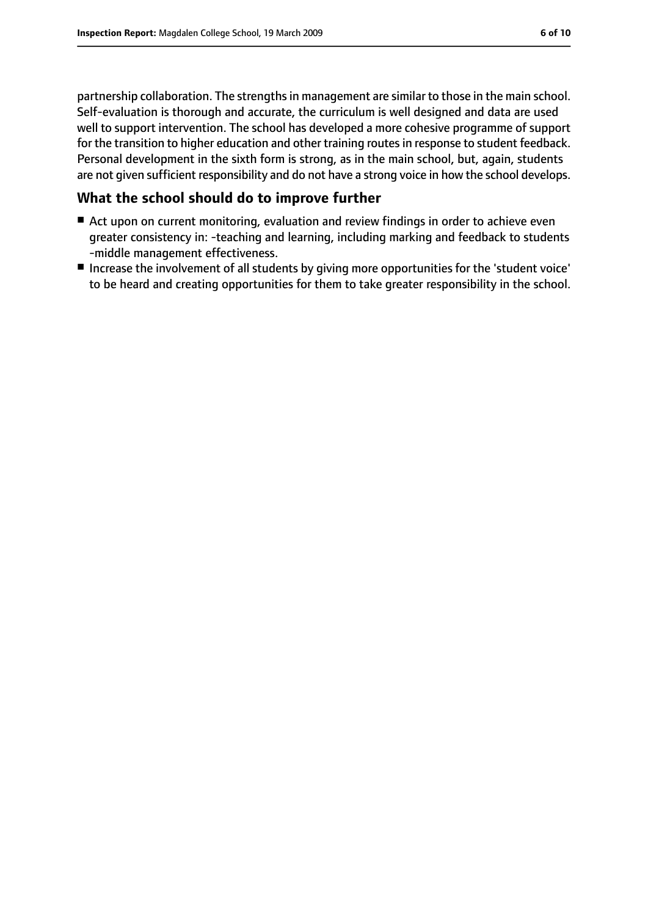partnership collaboration. The strengths in management are similar to those in the main school. Self-evaluation is thorough and accurate, the curriculum is well designed and data are used well to support intervention. The school has developed a more cohesive programme of support for the transition to higher education and other training routes in response to student feedback. Personal development in the sixth form is strong, as in the main school, but, again, students are not given sufficient responsibility and do not have a strong voice in how the school develops.

## What the school should do to improve further

- Act upon on current monitoring, evaluation and review findings in order to achieve even greater consistency in: -teaching and learning, including marking and feedback to students -middle management effectiveness.
- Increase the involvement of all students by giving more opportunities for the 'student voice' to be heard and creating opportunities for them to take greater responsibility in the school.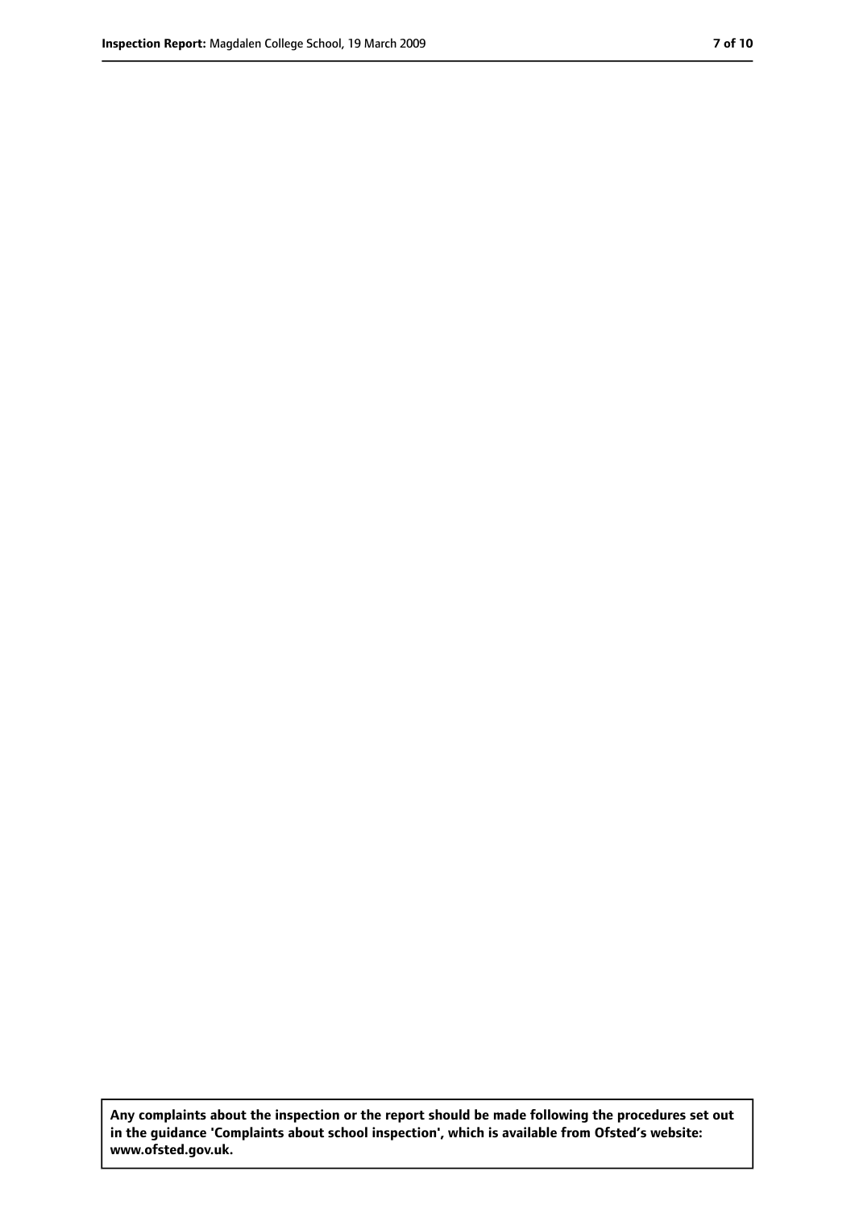**Any complaints about the inspection or the report should be made following the procedures set out in the guidance 'Complaints about school inspection', which is available from Ofsted's website: www.ofsted.gov.uk.**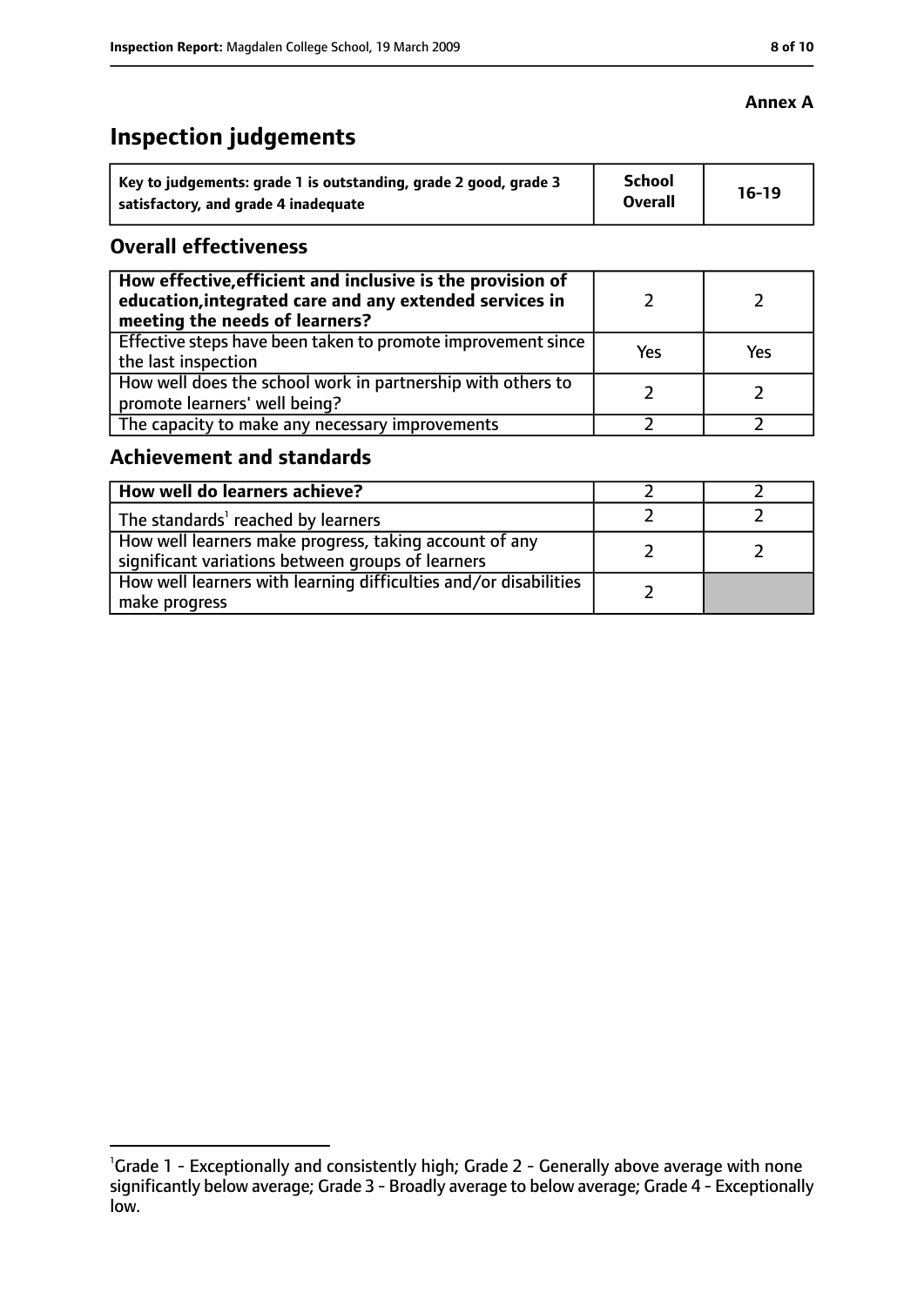**Annex A**

# Inspection judgements

| Key to judgements: grade 1 is outstanding, grade 2 good, grade 3 satisfactory, and grade 4 inadequate | School Overall | 16-19 |
|---|---|---|

## Overall effectiveness

| | | |
|---|---|---|
| **How effective, efficient and inclusive is the provision of education, integrated care and any extended services in meeting the needs of learners?** | 2 | 2 |
| Effective steps have been taken to promote improvement since the last inspection | Yes | Yes |
| How well does the school work in partnership with others to promote learners' well being? | 2 | 2 |
| The capacity to make any necessary improvements | 2 | 2 |

## Achievement and standards

| | | |
|---|---|---|
| **How well do learners achieve?** | 2 | 2 |
| The standards[1] reached by learners | 2 | 2 |
| How well learners make progress, taking account of any significant variations between groups of learners | 2 | 2 |
| How well learners with learning difficulties and/or disabilities make progress | 2 | |

[1]Grade 1 - Exceptionally and consistently high; Grade 2 - Generally above average with none significantly below average; Grade 3 - Broadly average to below average; Grade 4 - Exceptionally low.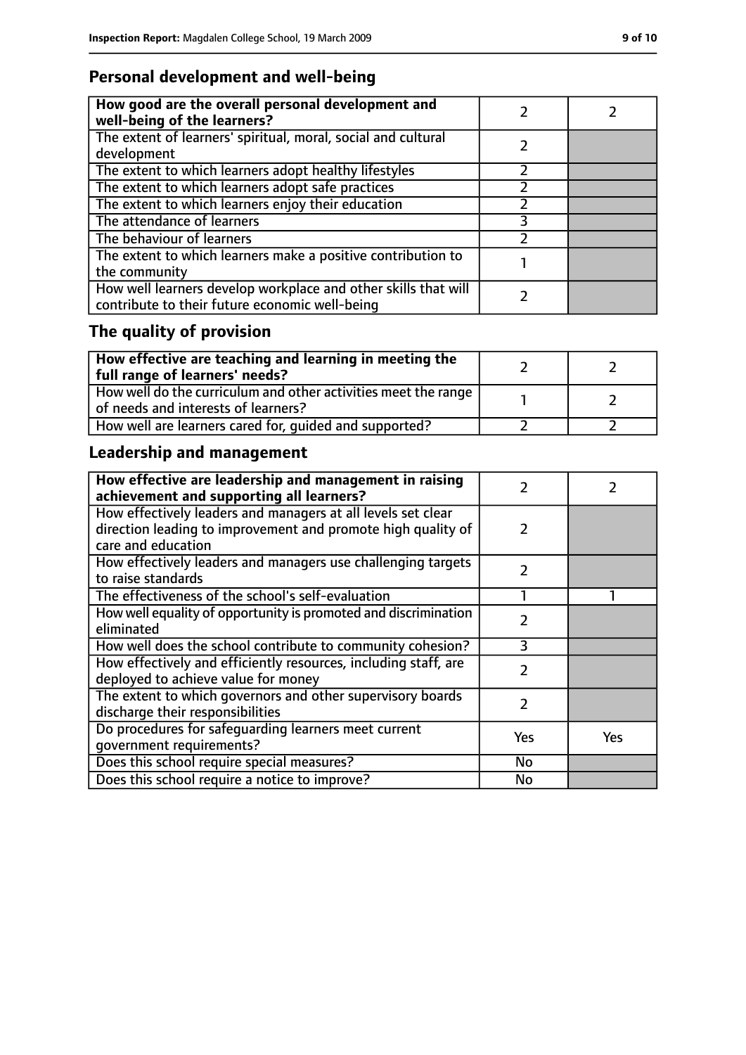## Personal development and well-being

| How good are the overall personal development and well-being of the learners? | 2 | 2 |
|---|---|---|
| The extent of learners' spiritual, moral, social and cultural development | 2 | |
| The extent to which learners adopt healthy lifestyles | 2 | |
| The extent to which learners adopt safe practices | 2 | |
| The extent to which learners enjoy their education | 2 | |
| The attendance of learners | 3 | |
| The behaviour of learners | 2 | |
| The extent to which learners make a positive contribution to the community | 1 | |
| How well learners develop workplace and other skills that will contribute to their future economic well-being | 2 | |

## The quality of provision

| How effective are teaching and learning in meeting the full range of learners' needs? | 2 | 2 |
|---|---|---|
| How well do the curriculum and other activities meet the range of needs and interests of learners? | 1 | 2 |
| How well are learners cared for, guided and supported? | 2 | 2 |

## Leadership and management

| How effective are leadership and management in raising achievement and supporting all learners? | 2 | 2 |
|---|---|---|
| How effectively leaders and managers at all levels set clear direction leading to improvement and promote high quality of care and education | 2 | |
| How effectively leaders and managers use challenging targets to raise standards | 2 | |
| The effectiveness of the school's self-evaluation | 1 | 1 |
| How well equality of opportunity is promoted and discrimination eliminated | 2 | |
| How well does the school contribute to community cohesion? | 3 | |
| How effectively and efficiently resources, including staff, are deployed to achieve value for money | 2 | |
| The extent to which governors and other supervisory boards discharge their responsibilities | 2 | |
| Do procedures for safeguarding learners meet current government requirements? | Yes | Yes |
| Does this school require special measures? | No | |
| Does this school require a notice to improve? | No | |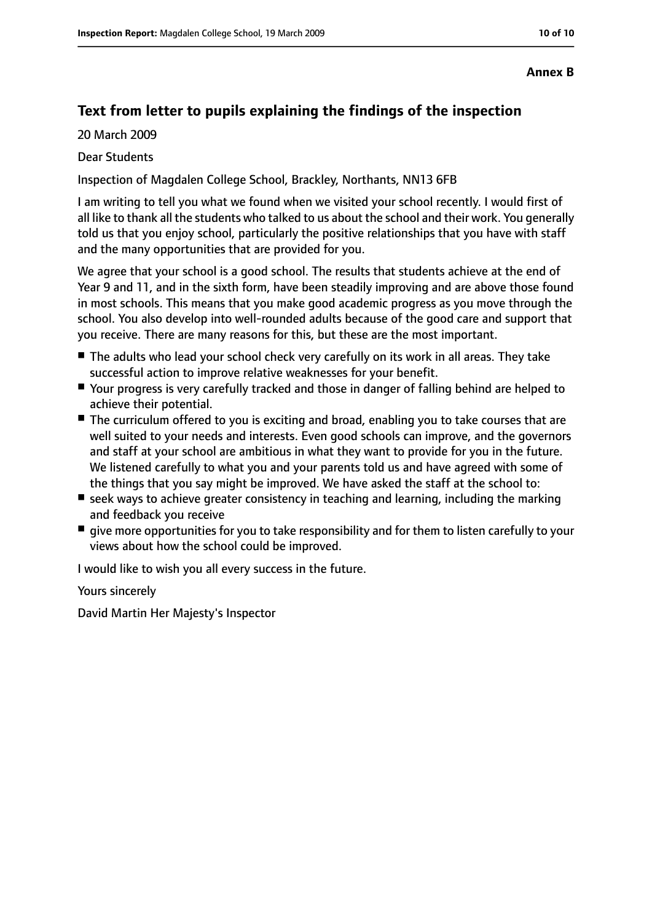**Annex B**

## Text from letter to pupils explaining the findings of the inspection

20 March 2009

Dear Students

Inspection of Magdalen College School, Brackley, Northants, NN13 6FB

I am writing to tell you what we found when we visited your school recently. I would first of all like to thank all the students who talked to us about the school and their work. You generally told us that you enjoy school, particularly the positive relationships that you have with staff and the many opportunities that are provided for you.

We agree that your school is a good school. The results that students achieve at the end of Year 9 and 11, and in the sixth form, have been steadily improving and are above those found in most schools. This means that you make good academic progress as you move through the school. You also develop into well-rounded adults because of the good care and support that you receive. There are many reasons for this, but these are the most important.

- The adults who lead your school check very carefully on its work in all areas. They take successful action to improve relative weaknesses for your benefit.
- Your progress is very carefully tracked and those in danger of falling behind are helped to achieve their potential.
- The curriculum offered to you is exciting and broad, enabling you to take courses that are well suited to your needs and interests. Even good schools can improve, and the governors and staff at your school are ambitious in what they want to provide for you in the future. We listened carefully to what you and your parents told us and have agreed with some of the things that you say might be improved. We have asked the staff at the school to:
- seek ways to achieve greater consistency in teaching and learning, including the marking and feedback you receive
- give more opportunities for you to take responsibility and for them to listen carefully to your views about how the school could be improved.

I would like to wish you all every success in the future.

Yours sincerely

David Martin Her Majesty's Inspector